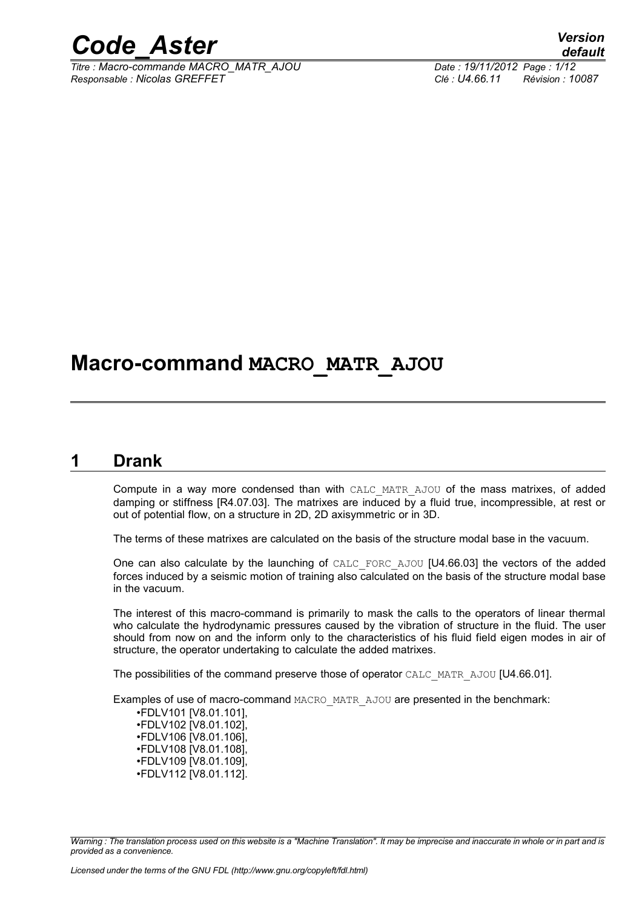# Macro-command MACRO_MATR_AJOU

## 1 Drank

Compute in a way more condensed than with CALC_MATR_AJOU of the mass matrixes, of added damping or stiffness [R4.07.03]. The matrixes are induced by a fluid true, incompressible, at rest or out of potential flow, on a structure in 2D, 2D axisymmetric or in 3D.

The terms of these matrixes are calculated on the basis of the structure modal base in the vacuum.

One can also calculate by the launching of CALC_FORC_AJOU [U4.66.03] the vectors of the added forces induced by a seismic motion of training also calculated on the basis of the structure modal base in the vacuum.

The interest of this macro-command is primarily to mask the calls to the operators of linear thermal who calculate the hydrodynamic pressures caused by the vibration of structure in the fluid. The user should from now on and the inform only to the characteristics of his fluid field eigen modes in air of structure, the operator undertaking to calculate the added matrixes.

The possibilities of the command preserve those of operator CALC_MATR_AJOU [U4.66.01].

Examples of use of macro-command MACRO_MATR_AJOU are presented in the benchmark:

- FDLV101 [V8.01.101],
- FDLV102 [V8.01.102],
- FDLV106 [V8.01.106],
- FDLV108 [V8.01.108],
- FDLV109 [V8.01.109],
- FDLV112 [V8.01.112].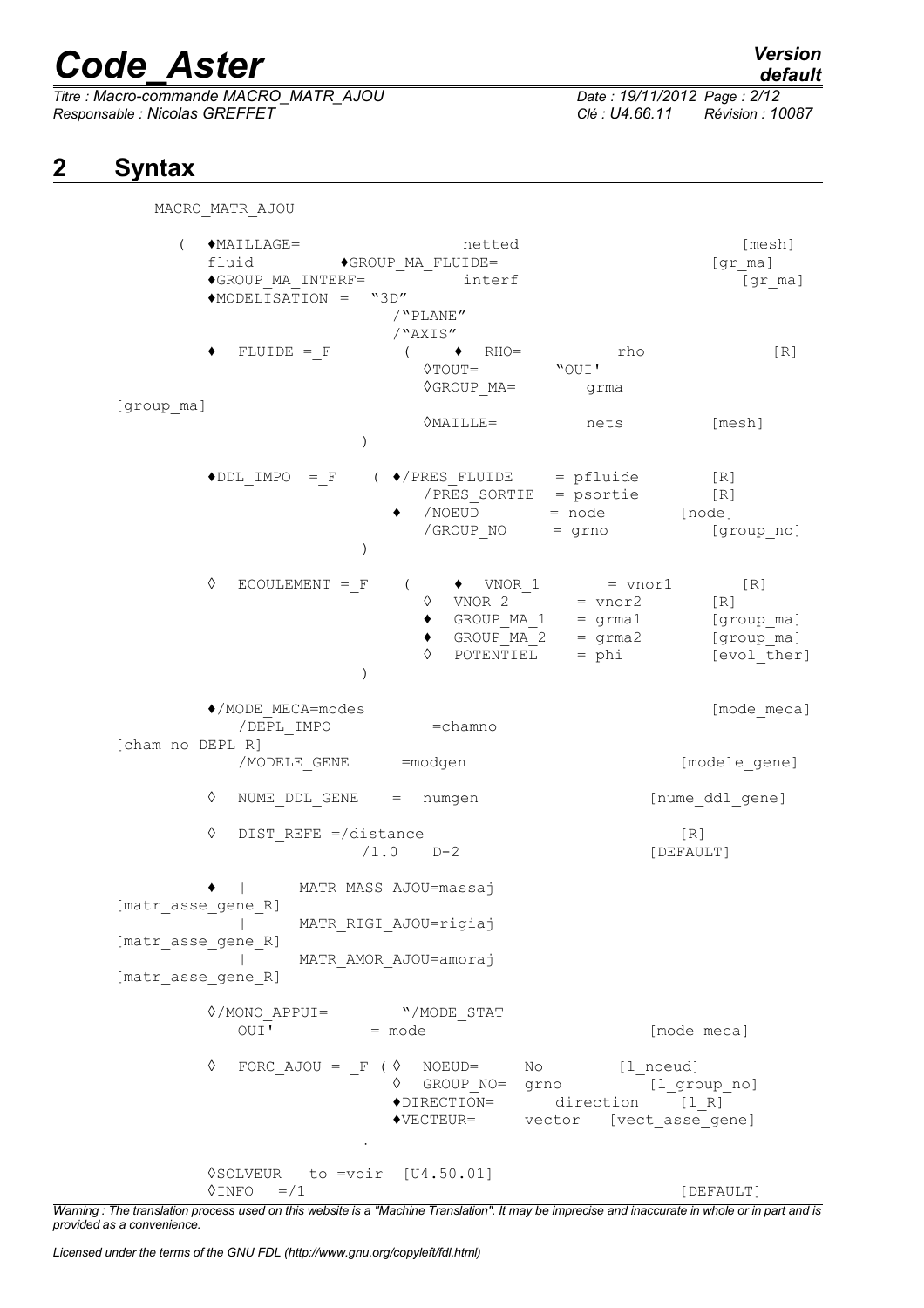## 2 Syntax

```
MACRO_MATR_AJOU

    (  ♦MAILLAGE=                   netted                        [mesh]
       fluid         ♦GROUP_MA_FLUIDE=                          [gr_ma]
       ♦GROUP_MA_INTERF=          interf                          [gr_ma]
       ♦MODELISATION =   "3D"
                         /"PLANE"
                         /"AXIS"
       ♦   FLUIDE =_F        (   ♦  RHO=            rho              [R]
                              ◊TOUT=          "OUI'
                              ◊GROUP_MA=       grma
[group_ma]
                              ◊MAILLE=         nets          [mesh]
                         )

       ♦DDL_IMPO  =_F     ( ♦/PRES_FLUIDE     = pfluide        [R]
                              /PRES_SORTIE  = psortie        [R]
                          ♦   /NOEUD        = node        [node]
                              /GROUP_NO     = grno            [group_no]
                         )

       ◊   ECOULEMENT =_F     (     ♦  VNOR_1       = vnor1        [R]
                              ◊   VNOR_2       = vnor2       [R]
                              ♦   GROUP_MA_1   = grma1       [group_ma]
                              ♦   GROUP_MA_2   = grma2       [group_ma]
                              ◊   POTENTIEL    = phi         [evol_ther]
                         )

       ♦/MODE_MECA=modes                                          [mode_meca]
          /DEPL_IMPO           =chamno
[cham_no_DEPL_R]
          /MODELE_GENE      =modgen                           [modele_gene]

       ◊   NUME_DDL_GENE    =  numgen                    [nume_ddl_gene]

       ◊   DIST_REFE =/distance                               [R]
                      /1.0    D-2                       [DEFAULT]

       ♦   |      MATR_MASS_AJOU=massaj
[matr_asse_gene_R]
           |      MATR_RIGI_AJOU=rigiaj
[matr_asse_gene_R]
           |      MATR_AMOR_AJOU=amoraj
[matr_asse_gene_R]

       ◊/MONO_APPUI=        "/MODE_STAT
          OUI'           = mode                           [mode_meca]

       ◊   FORC_AJOU = _F ( ◊  NOEUD=     No        [l_noeud]
                          ◊  GROUP_NO=  grno         [l_group_no]
                          ♦DIRECTION=      direction     [l_R]
                          ♦VECTEUR=      vector   [vect_asse_gene]
                         .

       ◊SOLVEUR   to =voir  [U4.50.01]
       ◊INFO   =/1                                               [DEFAULT]
```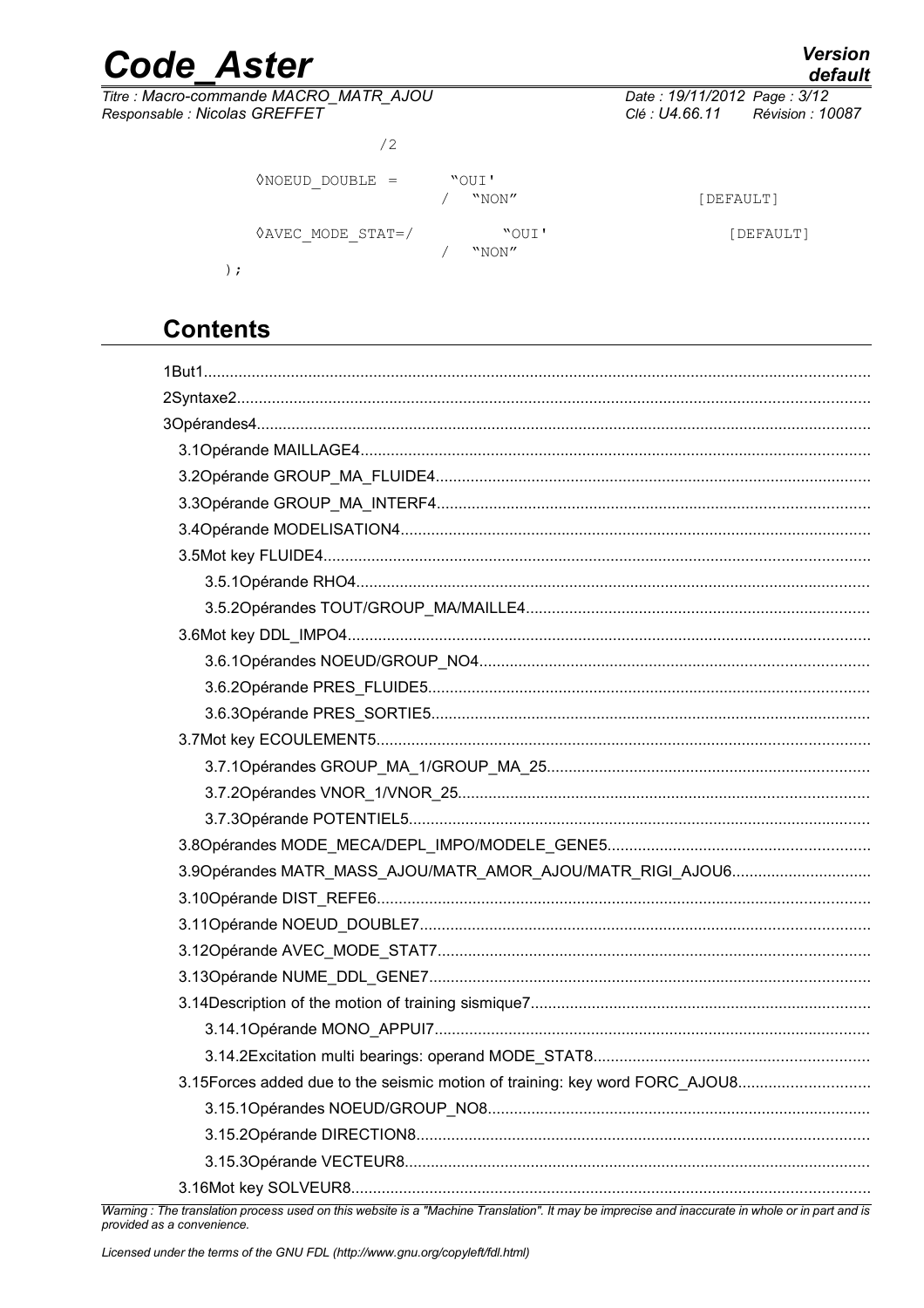```
                    /2

    ◊NOEUD_DOUBLE =       "OUI'
                      /   "NON"                    [DEFAULT]

    ◊AVEC_MODE_STAT=/          "OUI'                    [DEFAULT]
                      /   "NON"
);
```

## Contents

1But1
2Syntaxe2
3Opérandes4
 3.1Opérande MAILLAGE4
 3.2Opérande GROUP_MA_FLUIDE4
 3.3Opérande GROUP_MA_INTERF4
 3.4Opérande MODELISATION4
 3.5Mot key FLUIDE4
  3.5.1Opérande RHO4
  3.5.2Opérandes TOUT/GROUP_MA/MAILLE4
 3.6Mot key DDL_IMPO4
  3.6.1Opérandes NOEUD/GROUP_NO4
  3.6.2Opérande PRES_FLUIDE5
  3.6.3Opérande PRES_SORTIE5
 3.7Mot key ECOULEMENT5
  3.7.1Opérandes GROUP_MA_1/GROUP_MA_25
  3.7.2Opérandes VNOR_1/VNOR_25
  3.7.3Opérande POTENTIEL5
 3.8Opérandes MODE_MECA/DEPL_IMPO/MODELE_GENE5
 3.9Opérandes MATR_MASS_AJOU/MATR_AMOR_AJOU/MATR_RIGI_AJOU6
 3.10Opérande DIST_REFE6
 3.11Opérande NOEUD_DOUBLE7
 3.12Opérande AVEC_MODE_STAT7
 3.13Opérande NUME_DDL_GENE7
 3.14Description of the motion of training sismique7
  3.14.1Opérande MONO_APPUI7
  3.14.2Excitation multi bearings: operand MODE_STAT8
 3.15Forces added due to the seismic motion of training: key word FORC_AJOU8
  3.15.1Opérandes NOEUD/GROUP_NO8
  3.15.2Opérande DIRECTION8
  3.15.3Opérande VECTEUR8
 3.16Mot key SOLVEUR8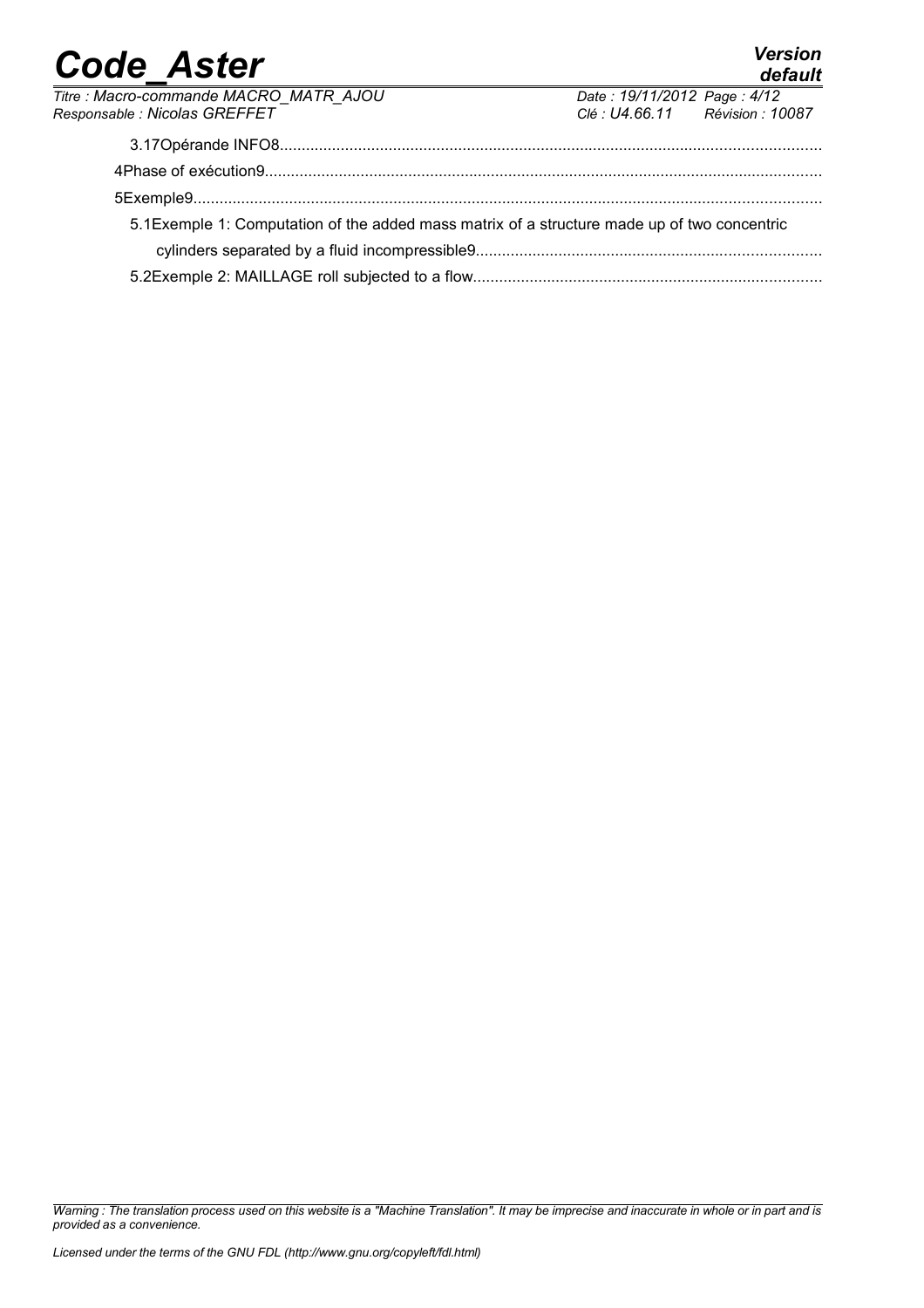3.17Opérande INFO8........................................................................................................................

4Phase of exécution9..........................................................................................................................

5Exemple9...........................................................................................................................................

5.1Exemple 1: Computation of the added mass matrix of a structure made up of two concentric cylinders separated by a fluid incompressible9...........................................................................

5.2Exemple 2: MAILLAGE roll subjected to a flow..............................................................................

*Warning : The translation process used on this website is a "Machine Translation". It may be imprecise and inaccurate in whole or in part and is provided as a convenience.*

*Licensed under the terms of the GNU FDL (http://www.gnu.org/copyleft/fdl.html)*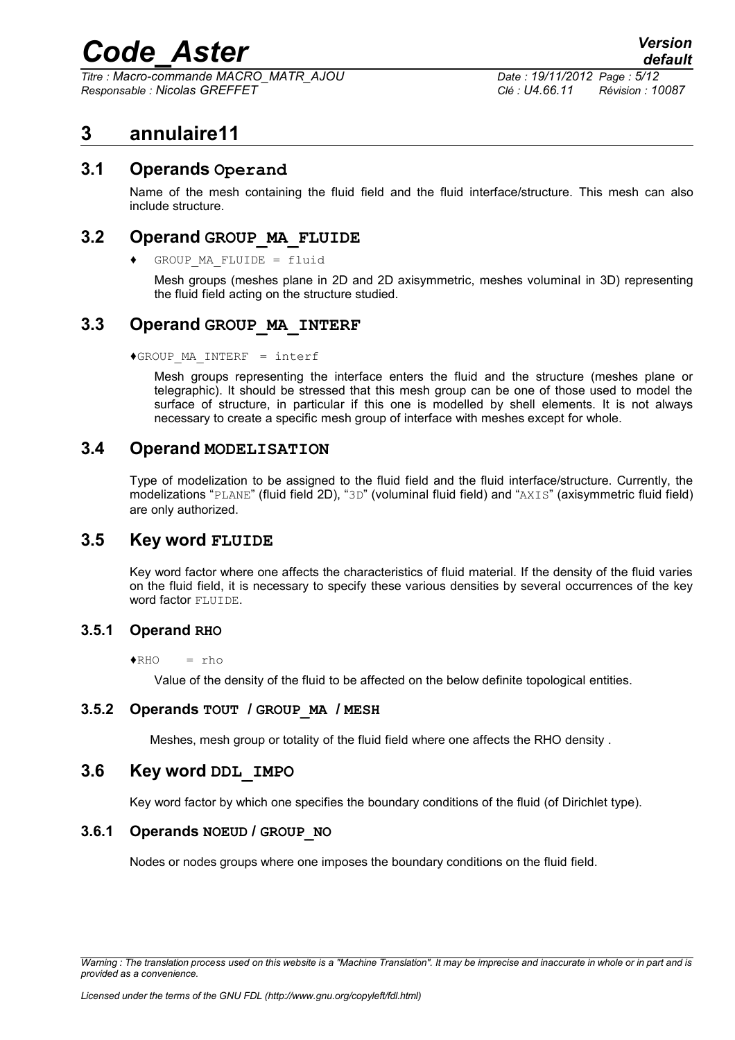# 3 annulaire11

## 3.1 Operands Operand

Name of the mesh containing the fluid field and the fluid interface/structure. This mesh can also include structure.

## 3.2 Operand GROUP_MA_FLUIDE

♦ GROUP_MA_FLUIDE = fluid

Mesh groups (meshes plane in 2D and 2D axisymmetric, meshes voluminal in 3D) representing the fluid field acting on the structure studied.

## 3.3 Operand GROUP_MA_INTERF

♦GROUP_MA_INTERF = interf

Mesh groups representing the interface enters the fluid and the structure (meshes plane or telegraphic). It should be stressed that this mesh group can be one of those used to model the surface of structure, in particular if this one is modelled by shell elements. It is not always necessary to create a specific mesh group of interface with meshes except for whole.

## 3.4 Operand MODELISATION

Type of modelization to be assigned to the fluid field and the fluid interface/structure. Currently, the modelizations "PLANE" (fluid field 2D), "3D" (voluminal fluid field) and "AXIS" (axisymmetric fluid field) are only authorized.

## 3.5 Key word FLUIDE

Key word factor where one affects the characteristics of fluid material. If the density of the fluid varies on the fluid field, it is necessary to specify these various densities by several occurrences of the key word factor FLUIDE.

### 3.5.1 Operand RHO

♦RHO = rho

Value of the density of the fluid to be affected on the below definite topological entities.

### 3.5.2 Operands TOUT / GROUP_MA / MESH

Meshes, mesh group or totality of the fluid field where one affects the RHO density .

## 3.6 Key word DDL_IMPO

Key word factor by which one specifies the boundary conditions of the fluid (of Dirichlet type).

### 3.6.1 Operands NOEUD / GROUP_NO

Nodes or nodes groups where one imposes the boundary conditions on the fluid field.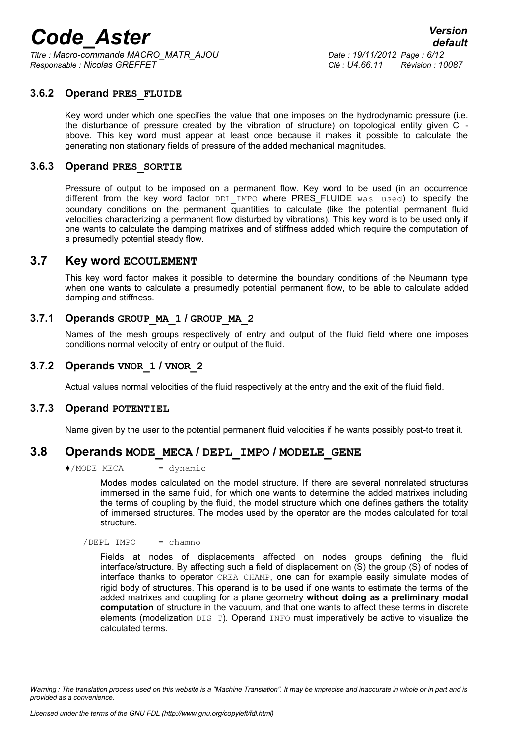### 3.6.2 Operand **PRES_FLUIDE**

Key word under which one specifies the value that one imposes on the hydrodynamic pressure (i.e. the disturbance of pressure created by the vibration of structure) on topological entity given Ci - above. This key word must appear at least once because it makes it possible to calculate the generating non stationary fields of pressure of the added mechanical magnitudes.

### 3.6.3 Operand **PRES_SORTIE**

Pressure of output to be imposed on a permanent flow. Key word to be used (in an occurrence different from the key word factor DDL_IMPO where PRES_FLUIDE was used) to specify the boundary conditions on the permanent quantities to calculate (like the potential permanent fluid velocities characterizing a permanent flow disturbed by vibrations). This key word is to be used only if one wants to calculate the damping matrixes and of stiffness added which require the computation of a presumedly potential steady flow.

## 3.7 Key word **ECOULEMENT**

This key word factor makes it possible to determine the boundary conditions of the Neumann type when one wants to calculate a presumedly potential permanent flow, to be able to calculate added damping and stiffness.

### 3.7.1 Operands **GROUP_MA_1 / GROUP_MA_2**

Names of the mesh groups respectively of entry and output of the fluid field where one imposes conditions normal velocity of entry or output of the fluid.

### 3.7.2 Operands **VNOR_1 / VNOR_2**

Actual values normal velocities of the fluid respectively at the entry and the exit of the fluid field.

### 3.7.3 Operand **POTENTIEL**

Name given by the user to the potential permanent fluid velocities if he wants possibly post-to treat it.

## 3.8 Operands **MODE_MECA / DEPL_IMPO / MODELE_GENE**

♦/MODE_MECA = dynamic

Modes modes calculated on the model structure. If there are several nonrelated structures immersed in the same fluid, for which one wants to determine the added matrixes including the terms of coupling by the fluid, the model structure which one defines gathers the totality of immersed structures. The modes used by the operator are the modes calculated for total structure.

/DEPL_IMPO = chamno

Fields at nodes of displacements affected on nodes groups defining the fluid interface/structure. By affecting such a field of displacement on (S) the group (S) of nodes of interface thanks to operator CREA_CHAMP, one can for example easily simulate modes of rigid body of structures. This operand is to be used if one wants to estimate the terms of the added matrixes and coupling for a plane geometry **without doing as a preliminary modal computation** of structure in the vacuum, and that one wants to affect these terms in discrete elements (modelization DIS_T). Operand INFO must imperatively be active to visualize the calculated terms.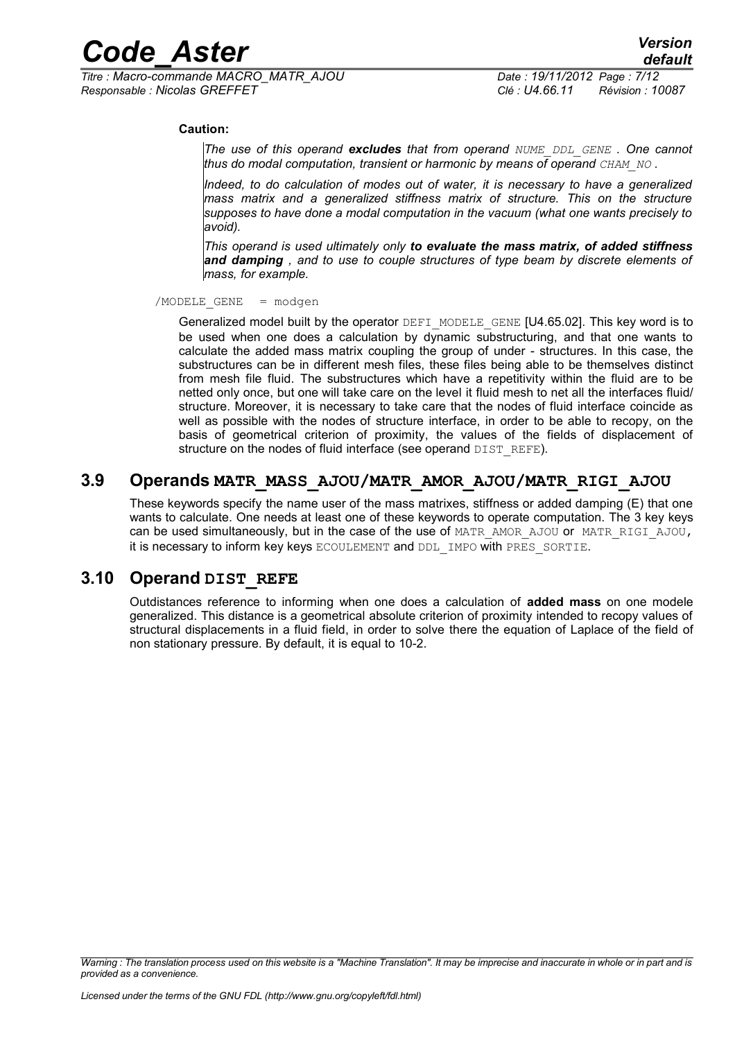**Caution:**

> *The use of this operand* ***excludes*** *that from operand* *NUME_DDL_GENE* *. One cannot thus do modal computation, transient or harmonic by means of operand* *CHAM_NO* *.*
>
> *Indeed, to do calculation of modes out of water, it is necessary to have a generalized mass matrix and a generalized stiffness matrix of structure. This on the structure supposes to have done a modal computation in the vacuum (what one wants precisely to avoid).*
>
> *This operand is used ultimately only* ***to evaluate the mass matrix, of added stiffness and damping*** *, and to use to couple structures of type beam by discrete elements of mass, for example.*

/MODELE_GENE = modgen

Generalized model built by the operator DEFI_MODELE_GENE [U4.65.02]. This key word is to be used when one does a calculation by dynamic substructuring, and that one wants to calculate the added mass matrix coupling the group of under - structures. In this case, the substructures can be in different mesh files, these files being able to be themselves distinct from mesh file fluid. The substructures which have a repetitivity within the fluid are to be netted only once, but one will take care on the level it fluid mesh to net all the interfaces fluid/ structure. Moreover, it is necessary to take care that the nodes of fluid interface coincide as well as possible with the nodes of structure interface, in order to be able to recopy, on the basis of geometrical criterion of proximity, the values of the fields of displacement of structure on the nodes of fluid interface (see operand DIST_REFE).

## 3.9 Operands MATR_MASS_AJOU/MATR_AMOR_AJOU/MATR_RIGI_AJOU

These keywords specify the name user of the mass matrixes, stiffness or added damping (E) that one wants to calculate. One needs at least one of these keywords to operate computation. The 3 key keys can be used simultaneously, but in the case of the use of MATR_AMOR_AJOU or MATR_RIGI_AJOU, it is necessary to inform key keys ECOULEMENT and DDL_IMPO with PRES_SORTIE.

## 3.10 Operand DIST_REFE

Outdistances reference to informing when one does a calculation of **added mass** on one modele generalized. This distance is a geometrical absolute criterion of proximity intended to recopy values of structural displacements in a fluid field, in order to solve there the equation of Laplace of the field of non stationary pressure. By default, it is equal to 10-2.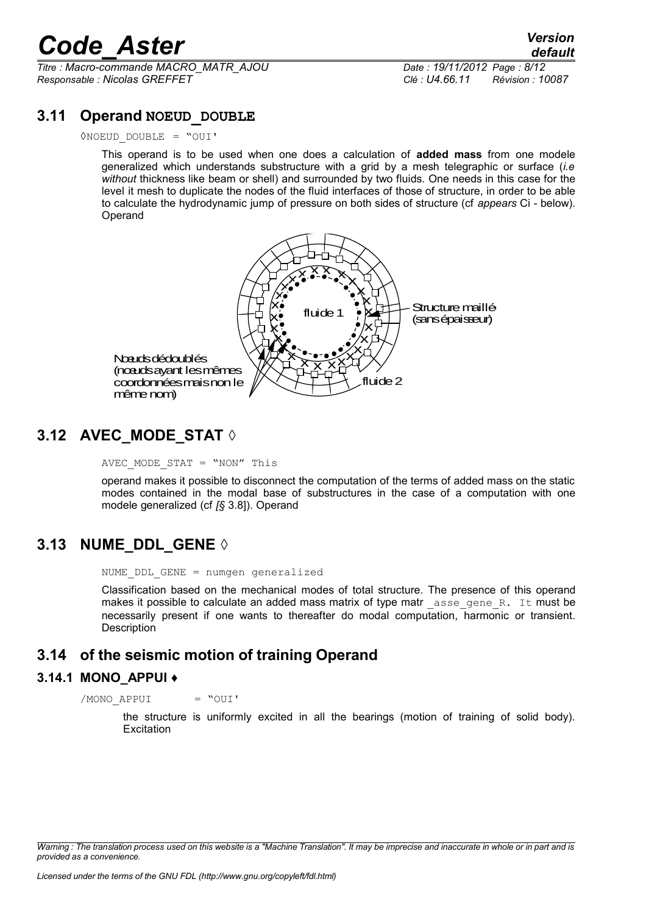## 3.11 Operand NOEUD_DOUBLE

◊NOEUD_DOUBLE = "OUI'

This operand is to be used when one does a calculation of **added mass** from one modele generalized which understands substructure with a grid by a mesh telegraphic or surface (*i.e without* thickness like beam or shell) and surrounded by two fluids. One needs in this case for the level it mesh to duplicate the nodes of the fluid interfaces of those of structure, in order to be able to calculate the hydrodynamic jump of pressure on both sides of structure (cf *appears* Ci - below). Operand

fluide 1

Structure maillé (sans épaisseur)

Noeuds dédoublés (noeuds ayant les mêmes coordonnées mais non le même nom)

fluide 2

## 3.12 AVEC_MODE_STAT ◊

AVEC_MODE_STAT = "NON" This

operand makes it possible to disconnect the computation of the terms of added mass on the static modes contained in the modal base of substructures in the case of a computation with one modele generalized (cf *[§* 3.8]). Operand

## 3.13 NUME_DDL_GENE ◊

NUME_DDL_GENE = numgen generalized

Classification based on the mechanical modes of total structure. The presence of this operand makes it possible to calculate an added mass matrix of type matr _asse_gene_R. It must be necessarily present if one wants to thereafter do modal computation, harmonic or transient. Description

## 3.14 of the seismic motion of training Operand

### 3.14.1 MONO_APPUI ♦

/MONO_APPUI = "OUI'

the structure is uniformly excited in all the bearings (motion of training of solid body). Excitation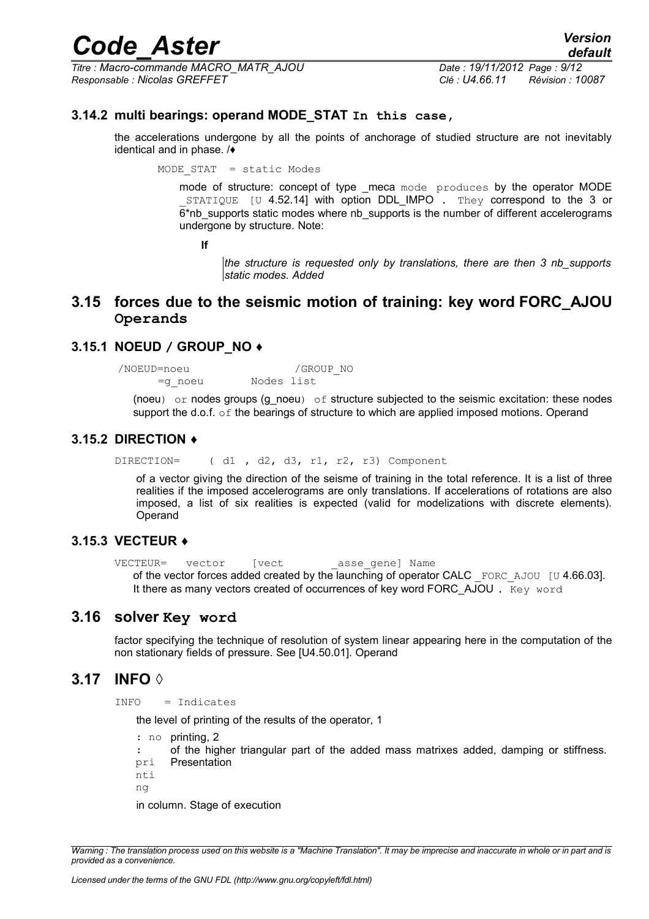### 3.14.2 multi bearings: operand MODE_STAT In this case,

the accelerations undergone by all the points of anchorage of studied structure are not inevitably identical and in phase. /♦

```
MODE_STAT  = static Modes
```

mode of structure: concept of type _meca mode produces by the operator MODE _STATIQUE [U 4.52.14] with option DDL_IMPO . They correspond to the 3 or 6*nb_supports static modes where nb_supports is the number of different accelerograms undergone by structure. Note:

**If**

*the structure is requested only by translations, there are then 3 nb_supports static modes. Added*

## 3.15 forces due to the seismic motion of training: key word FORC_AJOU Operands

### 3.15.1 NOEUD / GROUP_NO ♦

```
/NOEUD=noeu                /GROUP_NO
     =g_noeu        Nodes list
```

(noeu) or nodes groups (g_noeu) of structure subjected to the seismic excitation: these nodes support the d.o.f. of the bearings of structure to which are applied imposed motions. Operand

### 3.15.2 DIRECTION ♦

```
DIRECTION=    ( d1 , d2, d3, r1, r2, r3) Component
```

of a vector giving the direction of the seisme of training in the total reference. It is a list of three realities if the imposed accelerograms are only translations. If accelerations of rotations are also imposed, a list of six realities is expected (valid for modelizations with discrete elements). Operand

### 3.15.3 VECTEUR ♦

```
VECTEUR=   vector    [vect        _asse_gene] Name
```

of the vector forces added created by the launching of operator CALC _FORC_AJOU [U 4.66.03]. It there as many vectors created of occurrences of key word FORC_AJOU . Key word

## 3.16 solver Key word

factor specifying the technique of resolution of system linear appearing here in the computation of the non stationary fields of pressure. See [U4.50.01]. Operand

## 3.17 INFO ◊

```
INFO   = Indicates
```

the level of printing of the results of the operator, 1

: no printing, 2

: printing of the higher triangular part of the added mass matrixes added, damping or stiffness. Presentation in column. Stage of execution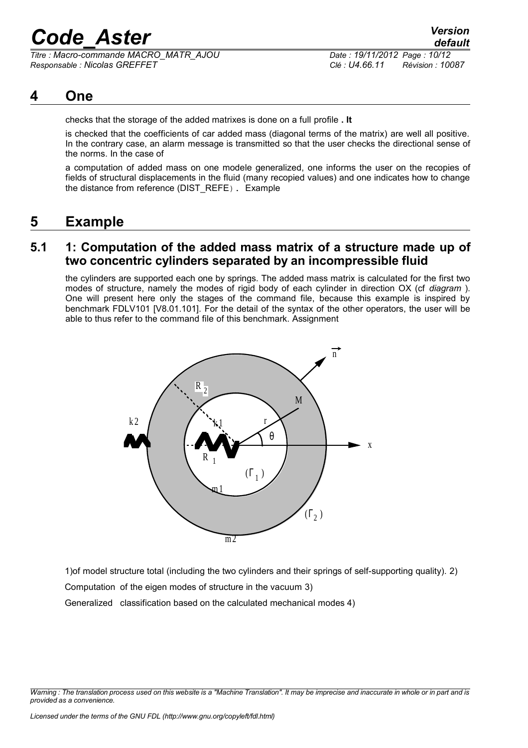## 4 One

checks that the storage of the added matrixes is done on a full profile **. It**

is checked that the coefficients of car added mass (diagonal terms of the matrix) are well all positive. In the contrary case, an alarm message is transmitted so that the user checks the directional sense of the norms. In the case of

a computation of added mass on one modele generalized, one informs the user on the recopies of fields of structural displacements in the fluid (many recopied values) and one indicates how to change the distance from reference (DIST_REFE). Example

## 5 Example

### 5.1 1: Computation of the added mass matrix of a structure made up of two concentric cylinders separated by an incompressible fluid

the cylinders are supported each one by springs. The added mass matrix is calculated for the first two modes of structure, namely the modes of rigid body of each cylinder in direction OX (cf *diagram* ). One will present here only the stages of the command file, because this example is inspired by benchmark FDLV101 [V8.01.101]. For the detail of the syntax of the other operators, the user will be able to thus refer to the command file of this benchmark. Assignment

1)of model structure total (including the two cylinders and their springs of self-supporting quality). 2)

Computation of the eigen modes of structure in the vacuum 3)

Generalized classification based on the calculated mechanical modes 4)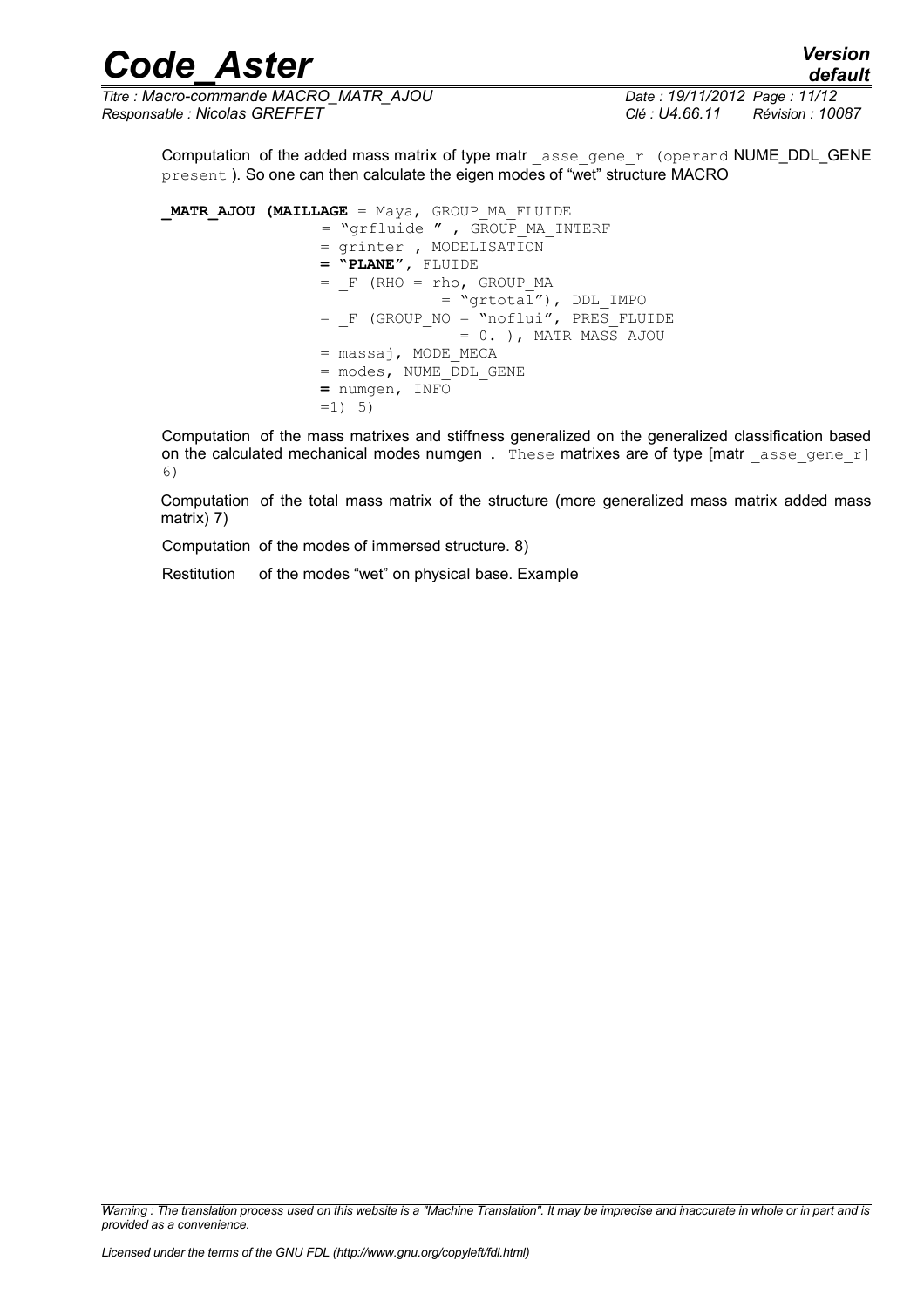Computation of the added mass matrix of type matr _asse_gene_r (operand NUME_DDL_GENE present ). So one can then calculate the eigen modes of "wet" structure MACRO

```
_MATR_AJOU (MAILLAGE = Maya, GROUP_MA_FLUIDE
                 = "grfluide " , GROUP_MA_INTERF
                 = grinter , MODELISATION
                 = "PLANE", FLUIDE
                 = _F (RHO = rho, GROUP_MA
                            = "grtotal"), DDL_IMPO
                 = _F (GROUP_NO = "noflui", PRES_FLUIDE
                              = 0. ), MATR_MASS_AJOU
                 = massaj, MODE_MECA
                 = modes, NUME_DDL_GENE
                 = numgen, INFO
                 =1) 5)
```

Computation of the mass matrixes and stiffness generalized on the generalized classification based on the calculated mechanical modes numgen . These matrixes are of type [matr _asse_gene_r] 6)

Computation of the total mass matrix of the structure (more generalized mass matrix added mass matrix) 7)

Computation of the modes of immersed structure. 8)

Restitution of the modes "wet" on physical base. Example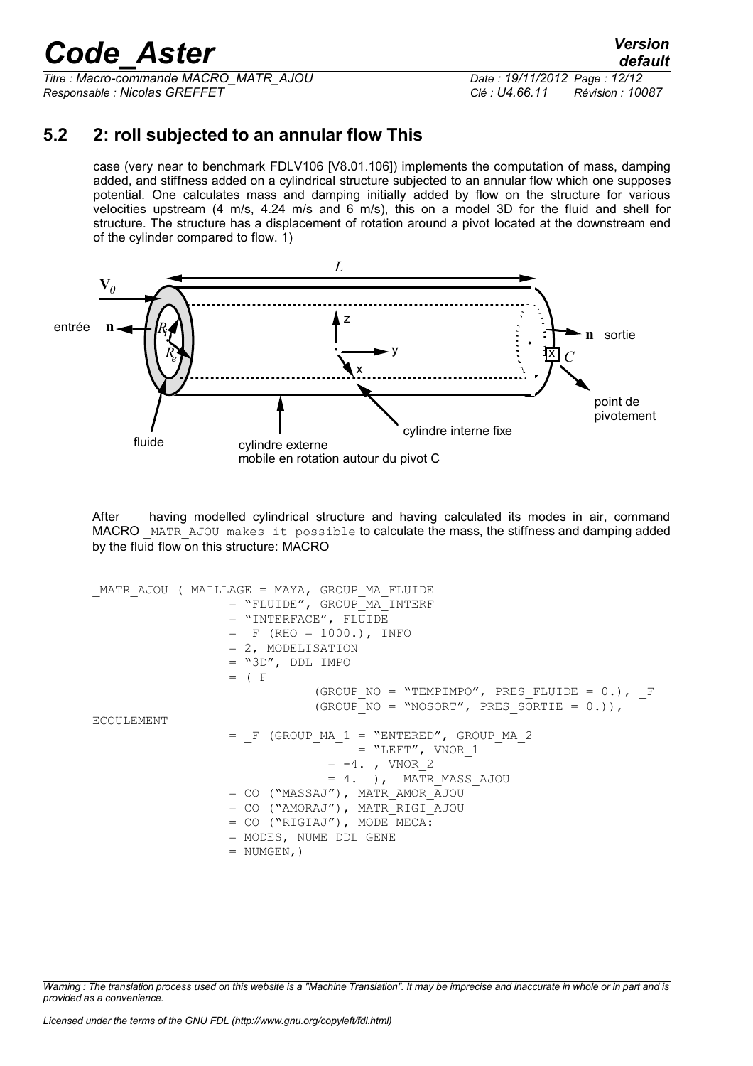## 5.2 2: roll subjected to an annular flow This

case (very near to benchmark FDLV106 [V8.01.106]) implements the computation of mass, damping added, and stiffness added on a cylindrical structure subjected to an annular flow which one supposes potential. One calculates mass and damping initially added by flow on the structure for various velocities upstream (4 m/s, 4.24 m/s and 6 m/s), this on a model 3D for the fluid and shell for structure. The structure has a displacement of rotation around a pivot located at the downstream end of the cylinder compared to flow. 1)

$L$

$\mathbf{V}_0$

entrée **n**

$R_i$

$R_e$

z

y

x

**n** sortie

$C$

point de pivotement

fluide

cylindre externe
mobile en rotation autour du pivot C

cylindre interne fixe

After having modelled cylindrical structure and having calculated its modes in air, command MACRO _MATR_AJOU makes it possible to calculate the mass, the stiffness and damping added by the fluid flow on this structure: MACRO

```
_MATR_AJOU ( MAILLAGE = MAYA, GROUP_MA_FLUIDE
                  = "FLUIDE", GROUP_MA_INTERF
                  = "INTERFACE", FLUIDE
                  = _F (RHO = 1000.), INFO
                  = 2, MODELISATION
                  = "3D", DDL_IMPO
                  = (_F
                          (GROUP_NO = "TEMPIMPO", PRES_FLUIDE = 0.), _F
                          (GROUP_NO = "NOSORT", PRES_SORTIE = 0.)),
ECOULEMENT
                  = _F (GROUP_MA_1 = "ENTERED", GROUP_MA_2
                              = "LEFT", VNOR_1
                           = -4. , VNOR_2
                           = 4.  ),  MATR_MASS_AJOU
                  = CO ("MASSAJ"), MATR_AMOR_AJOU
                  = CO ("AMORAJ"), MATR_RIGI_AJOU
                  = CO ("RIGIAJ"), MODE_MECA:
                  = MODES, NUME_DDL_GENE
                  = NUMGEN,)
```